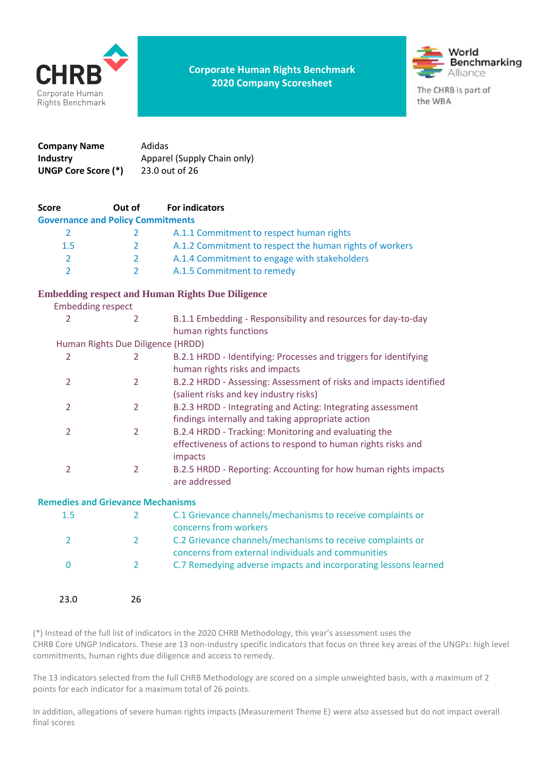CHRB Corporate Human Rights Benchmark

# Corporate Human Rights Benchmark 2020 Company Scoresheet

World Benchmarking Alliance

The CHRB is part of the WBA

**Company Name** Adidas
**Industry** Apparel (Supply Chain only)
**UNGP Core Score (*)** 23.0 out of 26

| Score | Out of | For indicators |
|---|---|---|
| **Governance and Policy Commitments** | | |
| 2 | 2 | A.1.1 Commitment to respect human rights |
| 1.5 | 2 | A.1.2 Commitment to respect the human rights of workers |
| 2 | 2 | A.1.4 Commitment to engage with stakeholders |
| 2 | 2 | A.1.5 Commitment to remedy |
| **Embedding respect and Human Rights Due Diligence** | | |
| Embedding respect | | |
| 2 | 2 | B.1.1 Embedding - Responsibility and resources for day-to-day human rights functions |
| Human Rights Due Diligence (HRDD) | | |
| 2 | 2 | B.2.1 HRDD - Identifying: Processes and triggers for identifying human rights risks and impacts |
| 2 | 2 | B.2.2 HRDD - Assessing: Assessment of risks and impacts identified (salient risks and key industry risks) |
| 2 | 2 | B.2.3 HRDD - Integrating and Acting: Integrating assessment findings internally and taking appropriate action |
| 2 | 2 | B.2.4 HRDD - Tracking: Monitoring and evaluating the effectiveness of actions to respond to human rights risks and impacts |
| 2 | 2 | B.2.5 HRDD - Reporting: Accounting for how human rights impacts are addressed |
| **Remedies and Grievance Mechanisms** | | |
| 1.5 | 2 | C.1 Grievance channels/mechanisms to receive complaints or concerns from workers |
| 2 | 2 | C.2 Grievance channels/mechanisms to receive complaints or concerns from external individuals and communities |
| 0 | 2 | C.7 Remedying adverse impacts and incorporating lessons learned |
| 23.0 | 26 | |

(*) Instead of the full list of indicators in the 2020 CHRB Methodology, this year's assessment uses the CHRB Core UNGP Indicators. These are 13 non-industry specific indicators that focus on three key areas of the UNGPs: high level commitments, human rights due diligence and access to remedy.

The 13 indicators selected from the full CHRB Methodology are scored on a simple unweighted basis, with a maximum of 2 points for each indicator for a maximum total of 26 points.

In addition, allegations of severe human rights impacts (Measurement Theme E) were also assessed but do not impact overall final scores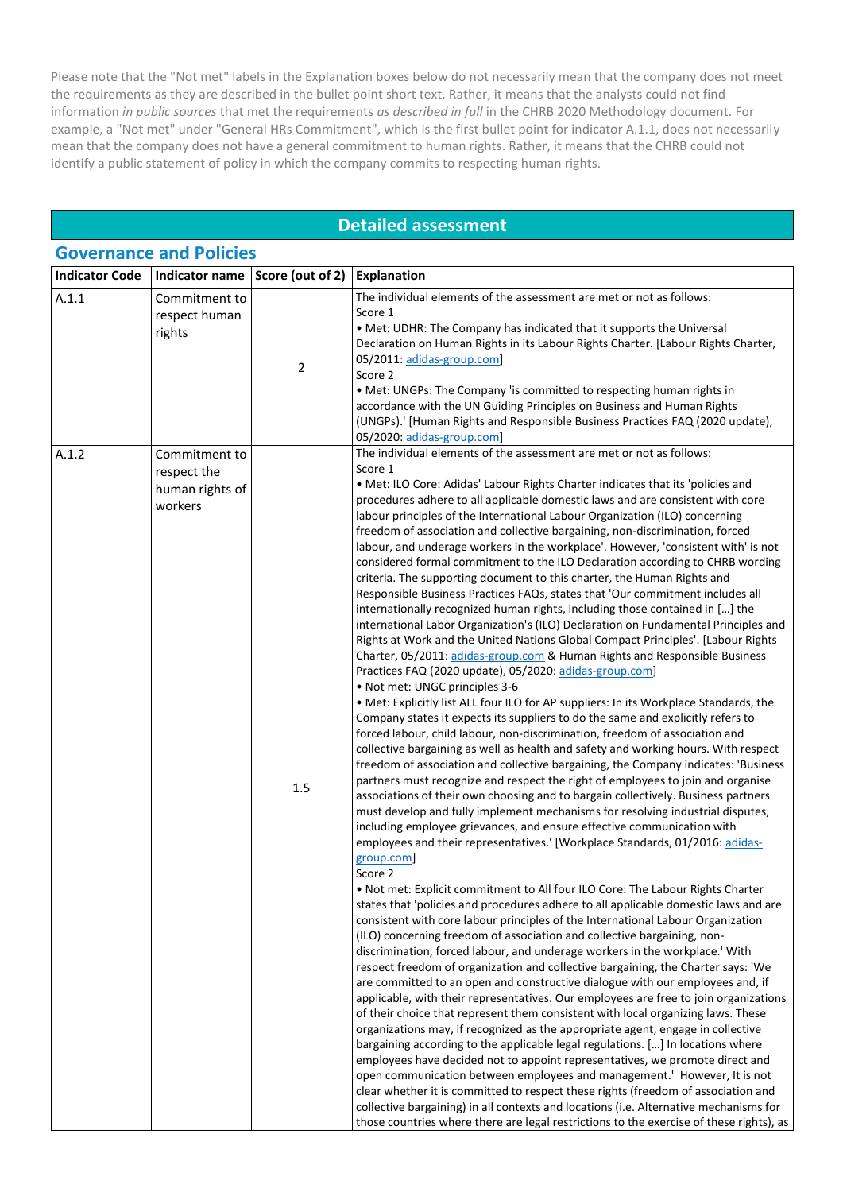Please note that the "Not met" labels in the Explanation boxes below do not necessarily mean that the company does not meet the requirements as they are described in the bullet point short text. Rather, it means that the analysts could not find information *in public sources* that met the requirements *as described in full* in the CHRB 2020 Methodology document. For example, a "Not met" under "General HRs Commitment", which is the first bullet point for indicator A.1.1, does not necessarily mean that the company does not have a general commitment to human rights. Rather, it means that the CHRB could not identify a public statement of policy in which the company commits to respecting human rights.

# Detailed assessment

## Governance and Policies

| Indicator Code | Indicator name | Score (out of 2) | Explanation |
|---|---|---|---|
| A.1.1 | Commitment to respect human rights | 2 | The individual elements of the assessment are met or not as follows:<br>Score 1<br>• Met: UDHR: The Company has indicated that it supports the Universal Declaration on Human Rights in its Labour Rights Charter. [Labour Rights Charter, 05/2011: adidas-group.com]<br>Score 2<br>• Met: UNGPs: The Company 'is committed to respecting human rights in accordance with the UN Guiding Principles on Business and Human Rights (UNGPs).' [Human Rights and Responsible Business Practices FAQ (2020 update), 05/2020: adidas-group.com] |
| A.1.2 | Commitment to respect the human rights of workers | 1.5 | The individual elements of the assessment are met or not as follows:<br>Score 1<br>• Met: ILO Core: Adidas' Labour Rights Charter indicates that its 'policies and procedures adhere to all applicable domestic laws and are consistent with core labour principles of the International Labour Organization (ILO) concerning freedom of association and collective bargaining, non-discrimination, forced labour, and underage workers in the workplace'. However, 'consistent with' is not considered formal commitment to the ILO Declaration according to CHRB wording criteria. The supporting document to this charter, the Human Rights and Responsible Business Practices FAQs, states that 'Our commitment includes all internationally recognized human rights, including those contained in […] the international Labor Organization's (ILO) Declaration on Fundamental Principles and Rights at Work and the United Nations Global Compact Principles'. [Labour Rights Charter, 05/2011: adidas-group.com & Human Rights and Responsible Business Practices FAQ (2020 update), 05/2020: adidas-group.com]<br>• Not met: UNGC principles 3-6<br>• Met: Explicitly list ALL four ILO for AP suppliers: In its Workplace Standards, the Company states it expects its suppliers to do the same and explicitly refers to forced labour, child labour, non-discrimination, freedom of association and collective bargaining as well as health and safety and working hours. With respect freedom of association and collective bargaining, the Company indicates: 'Business partners must recognize and respect the right of employees to join and organise associations of their own choosing and to bargain collectively. Business partners must develop and fully implement mechanisms for resolving industrial disputes, including employee grievances, and ensure effective communication with employees and their representatives.' [Workplace Standards, 01/2016: adidas-group.com]<br>Score 2<br>• Not met: Explicit commitment to All four ILO Core: The Labour Rights Charter states that 'policies and procedures adhere to all applicable domestic laws and are consistent with core labour principles of the International Labour Organization (ILO) concerning freedom of association and collective bargaining, non-discrimination, forced labour, and underage workers in the workplace.' With respect freedom of organization and collective bargaining, the Charter says: 'We are committed to an open and constructive dialogue with our employees and, if applicable, with their representatives. Our employees are free to join organizations of their choice that represent them consistent with local organizing laws. These organizations may, if recognized as the appropriate agent, engage in collective bargaining according to the applicable legal regulations. […] In locations where employees have decided not to appoint representatives, we promote direct and open communication between employees and management.' However, It is not clear whether it is committed to respect these rights (freedom of association and collective bargaining) in all contexts and locations (i.e. Alternative mechanisms for those countries where there are legal restrictions to the exercise of these rights), as |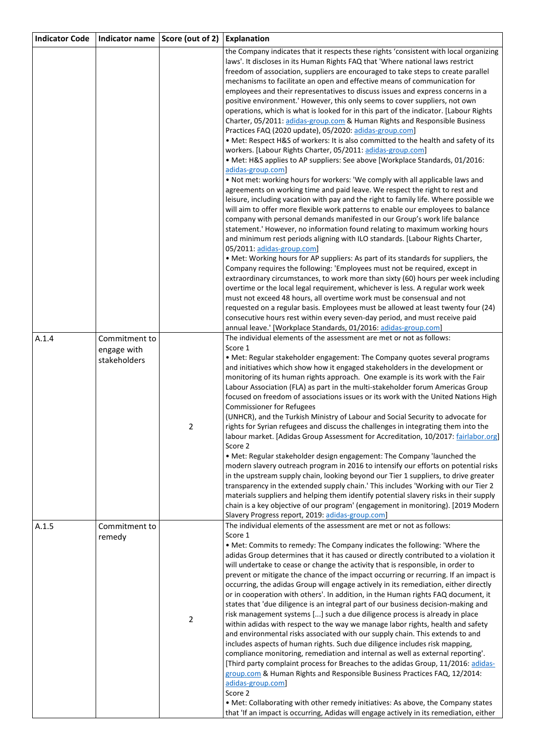| Indicator Code | Indicator name | Score (out of 2) | Explanation |
|---|---|---|---|
| | | | the Company indicates that it respects these rights 'consistent with local organizing laws'. It discloses in its Human Rights FAQ that 'Where national laws restrict freedom of association, suppliers are encouraged to take steps to create parallel mechanisms to facilitate an open and effective means of communication for employees and their representatives to discuss issues and express concerns in a positive environment.' However, this only seems to cover suppliers, not own operations, which is what is looked for in this part of the indicator. [Labour Rights Charter, 05/2011: adidas-group.com & Human Rights and Responsible Business Practices FAQ (2020 update), 05/2020: adidas-group.com]<br>• Met: Respect H&S of workers: It is also committed to the health and safety of its workers. [Labour Rights Charter, 05/2011: adidas-group.com]<br>• Met: H&S applies to AP suppliers: See above [Workplace Standards, 01/2016: adidas-group.com]<br>• Not met: working hours for workers: 'We comply with all applicable laws and agreements on working time and paid leave. We respect the right to rest and leisure, including vacation with pay and the right to family life. Where possible we will aim to offer more flexible work patterns to enable our employees to balance company with personal demands manifested in our Group's work life balance statement.' However, no information found relating to maximum working hours and minimum rest periods aligning with ILO standards. [Labour Rights Charter, 05/2011: adidas-group.com]<br>• Met: Working hours for AP suppliers: As part of its standards for suppliers, the Company requires the following: 'Employees must not be required, except in extraordinary circumstances, to work more than sixty (60) hours per week including overtime or the local legal requirement, whichever is less. A regular work week must not exceed 48 hours, all overtime work must be consensual and not requested on a regular basis. Employees must be allowed at least twenty four (24) consecutive hours rest within every seven-day period, and must receive paid annual leave.' [Workplace Standards, 01/2016: adidas-group.com] |
| A.1.4 | Commitment to engage with stakeholders | 2 | The individual elements of the assessment are met or not as follows:<br>Score 1<br>• Met: Regular stakeholder engagement: The Company quotes several programs and initiatives which show how it engaged stakeholders in the development or monitoring of its human rights approach. One example is its work with the Fair Labour Association (FLA) as part in the multi-stakeholder forum Americas Group focused on freedom of associations issues or its work with the United Nations High Commissioner for Refugees<br>(UNHCR), and the Turkish Ministry of Labour and Social Security to advocate for rights for Syrian refugees and discuss the challenges in integrating them into the labour market. [Adidas Group Assessment for Accreditation, 10/2017: fairlabor.org]<br>Score 2<br>• Met: Regular stakeholder design engagement: The Company 'launched the modern slavery outreach program in 2016 to intensify our efforts on potential risks in the upstream supply chain, looking beyond our Tier 1 suppliers, to drive greater transparency in the extended supply chain.' This includes 'Working with our Tier 2 materials suppliers and helping them identify potential slavery risks in their supply chain is a key objective of our program' (engagement in monitoring). [2019 Modern Slavery Progress report, 2019: adidas-group.com] |
| A.1.5 | Commitment to remedy | 2 | The individual elements of the assessment are met or not as follows:<br>Score 1<br>• Met: Commits to remedy: The Company indicates the following: 'Where the adidas Group determines that it has caused or directly contributed to a violation it will undertake to cease or change the activity that is responsible, in order to prevent or mitigate the chance of the impact occurring or recurring. If an impact is occurring, the adidas Group will engage actively in its remediation, either directly or in cooperation with others'. In addition, in the Human rights FAQ document, it states that 'due diligence is an integral part of our business decision-making and risk management systems [...] such a due diligence process is already in place within adidas with respect to the way we manage labor rights, health and safety and environmental risks associated with our supply chain. This extends to and includes aspects of human rights. Such due diligence includes risk mapping, compliance monitoring, remediation and internal as well as external reporting'. [Third party complaint process for Breaches to the adidas Group, 11/2016: adidas-group.com & Human Rights and Responsible Business Practices FAQ, 12/2014: adidas-group.com]<br>Score 2<br>• Met: Collaborating with other remedy initiatives: As above, the Company states that 'If an impact is occurring, Adidas will engage actively in its remediation, either |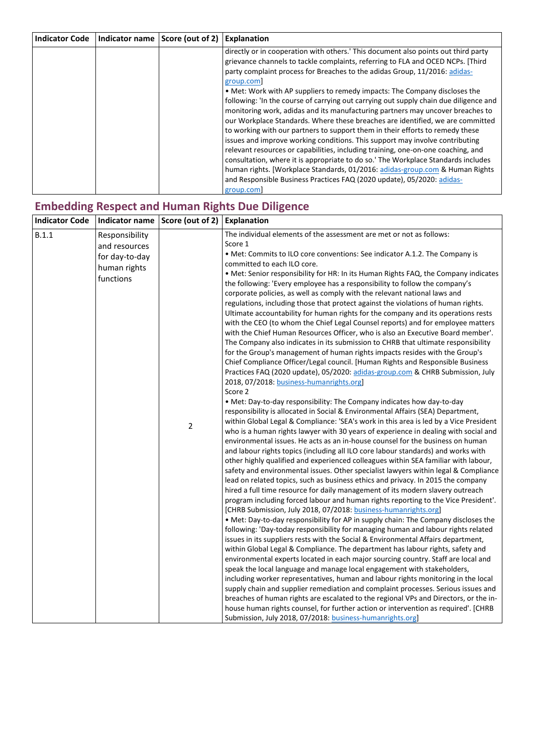| Indicator Code | Indicator name | Score (out of 2) | Explanation |
|---|---|---|---|
| | | | directly or in cooperation with others.' This document also points out third party grievance channels to tackle complaints, referring to FLA and OCED NCPs. [Third party complaint process for Breaches to the adidas Group, 11/2016: adidas-group.com]<br>• Met: Work with AP suppliers to remedy impacts: The Company discloses the following: 'In the course of carrying out carrying out supply chain due diligence and monitoring work, adidas and its manufacturing partners may uncover breaches to our Workplace Standards. Where these breaches are identified, we are committed to working with our partners to support them in their efforts to remedy these issues and improve working conditions. This support may involve contributing relevant resources or capabilities, including training, one-on-one coaching, and consultation, where it is appropriate to do so.' The Workplace Standards includes human rights. [Workplace Standards, 01/2016: adidas-group.com & Human Rights and Responsible Business Practices FAQ (2020 update), 05/2020: adidas-group.com] |

## Embedding Respect and Human Rights Due Diligence

| Indicator Code | Indicator name | Score (out of 2) | Explanation |
|---|---|---|---|
| B.1.1 | Responsibility and resources for day-to-day human rights functions | 2 | The individual elements of the assessment are met or not as follows:<br>Score 1<br>• Met: Commits to ILO core conventions: See indicator A.1.2. The Company is committed to each ILO core.<br>• Met: Senior responsibility for HR: In its Human Rights FAQ, the Company indicates the following: 'Every employee has a responsibility to follow the company's corporate policies, as well as comply with the relevant national laws and regulations, including those that protect against the violations of human rights. Ultimate accountability for human rights for the company and its operations rests with the CEO (to whom the Chief Legal Counsel reports) and for employee matters with the Chief Human Resources Officer, who is also an Executive Board member'. The Company also indicates in its submission to CHRB that ultimate responsibility for the Group's management of human rights impacts resides with the Group's Chief Compliance Officer/Legal council. [Human Rights and Responsible Business Practices FAQ (2020 update), 05/2020: adidas-group.com & CHRB Submission, July 2018, 07/2018: business-humanrights.org]<br>Score 2<br>• Met: Day-to-day responsibility: The Company indicates how day-to-day responsibility is allocated in Social & Environmental Affairs (SEA) Department, within Global Legal & Compliance: 'SEA's work in this area is led by a Vice President who is a human rights lawyer with 30 years of experience in dealing with social and environmental issues. He acts as an in-house counsel for the business on human and labour rights topics (including all ILO core labour standards) and works with other highly qualified and experienced colleagues within SEA familiar with labour, safety and environmental issues. Other specialist lawyers within legal & Compliance lead on related topics, such as business ethics and privacy. In 2015 the company hired a full time resource for daily management of its modern slavery outreach program including forced labour and human rights reporting to the Vice President'. [CHRB Submission, July 2018, 07/2018: business-humanrights.org]<br>• Met: Day-to-day responsibility for AP in supply chain: The Company discloses the following: 'Day-today responsibility for managing human and labour rights related issues in its suppliers rests with the Social & Environmental Affairs department, within Global Legal & Compliance. The department has labour rights, safety and environmental experts located in each major sourcing country. Staff are local and speak the local language and manage local engagement with stakeholders, including worker representatives, human and labour rights monitoring in the local supply chain and supplier remediation and complaint processes. Serious issues and breaches of human rights are escalated to the regional VPs and Directors, or the in-house human rights counsel, for further action or intervention as required'. [CHRB Submission, July 2018, 07/2018: business-humanrights.org] |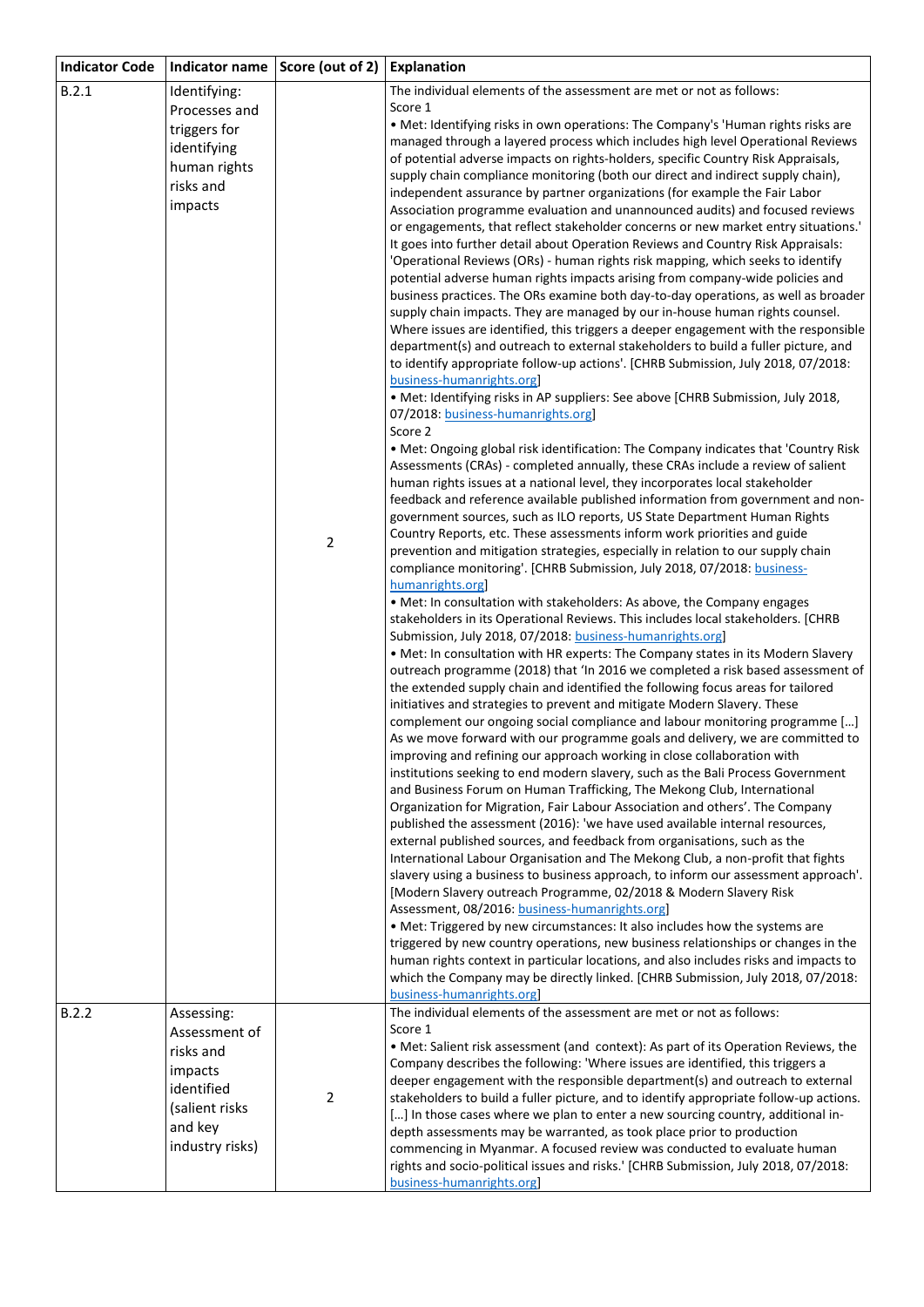| Indicator Code | Indicator name | Score (out of 2) | Explanation |
| --- | --- | --- | --- |
| B.2.1 | Identifying: Processes and triggers for identifying human rights risks and impacts | 2 | The individual elements of the assessment are met or not as follows:<br>Score 1<br>• Met: Identifying risks in own operations: The Company's 'Human rights risks are managed through a layered process which includes high level Operational Reviews of potential adverse impacts on rights-holders, specific Country Risk Appraisals, supply chain compliance monitoring (both our direct and indirect supply chain), independent assurance by partner organizations (for example the Fair Labor Association programme evaluation and unannounced audits) and focused reviews or engagements, that reflect stakeholder concerns or new market entry situations.' It goes into further detail about Operation Reviews and Country Risk Appraisals: 'Operational Reviews (ORs) - human rights risk mapping, which seeks to identify potential adverse human rights impacts arising from company-wide policies and business practices. The ORs examine both day-to-day operations, as well as broader supply chain impacts. They are managed by our in-house human rights counsel. Where issues are identified, this triggers a deeper engagement with the responsible department(s) and outreach to external stakeholders to build a fuller picture, and to identify appropriate follow-up actions'. [CHRB Submission, July 2018, 07/2018: business-humanrights.org]<br>• Met: Identifying risks in AP suppliers: See above [CHRB Submission, July 2018, 07/2018: business-humanrights.org]<br>Score 2<br>• Met: Ongoing global risk identification: The Company indicates that 'Country Risk Assessments (CRAs) - completed annually, these CRAs include a review of salient human rights issues at a national level, they incorporates local stakeholder feedback and reference available published information from government and non-government sources, such as ILO reports, US State Department Human Rights Country Reports, etc. These assessments inform work priorities and guide prevention and mitigation strategies, especially in relation to our supply chain compliance monitoring'. [CHRB Submission, July 2018, 07/2018: business-humanrights.org]<br>• Met: In consultation with stakeholders: As above, the Company engages stakeholders in its Operational Reviews. This includes local stakeholders. [CHRB Submission, July 2018, 07/2018: business-humanrights.org]<br>• Met: In consultation with HR experts: The Company states in its Modern Slavery outreach programme (2018) that 'In 2016 we completed a risk based assessment of the extended supply chain and identified the following focus areas for tailored initiatives and strategies to prevent and mitigate Modern Slavery. These complement our ongoing social compliance and labour monitoring programme […] As we move forward with our programme goals and delivery, we are committed to improving and refining our approach working in close collaboration with institutions seeking to end modern slavery, such as the Bali Process Government and Business Forum on Human Trafficking, The Mekong Club, International Organization for Migration, Fair Labour Association and others'. The Company published the assessment (2016): 'we have used available internal resources, external published sources, and feedback from organisations, such as the International Labour Organisation and The Mekong Club, a non-profit that fights slavery using a business to business approach, to inform our assessment approach'. [Modern Slavery outreach Programme, 02/2018 & Modern Slavery Risk Assessment, 08/2016: business-humanrights.org]<br>• Met: Triggered by new circumstances: It also includes how the systems are triggered by new country operations, new business relationships or changes in the human rights context in particular locations, and also includes risks and impacts to which the Company may be directly linked. [CHRB Submission, July 2018, 07/2018: business-humanrights.org] |
| B.2.2 | Assessing: Assessment of risks and impacts identified (salient risks and key industry risks) | 2 | The individual elements of the assessment are met or not as follows:<br>Score 1<br>• Met: Salient risk assessment (and context): As part of its Operation Reviews, the Company describes the following: 'Where issues are identified, this triggers a deeper engagement with the responsible department(s) and outreach to external stakeholders to build a fuller picture, and to identify appropriate follow-up actions. […] In those cases where we plan to enter a new sourcing country, additional in-depth assessments may be warranted, as took place prior to production commencing in Myanmar. A focused review was conducted to evaluate human rights and socio-political issues and risks.' [CHRB Submission, July 2018, 07/2018: business-humanrights.org] |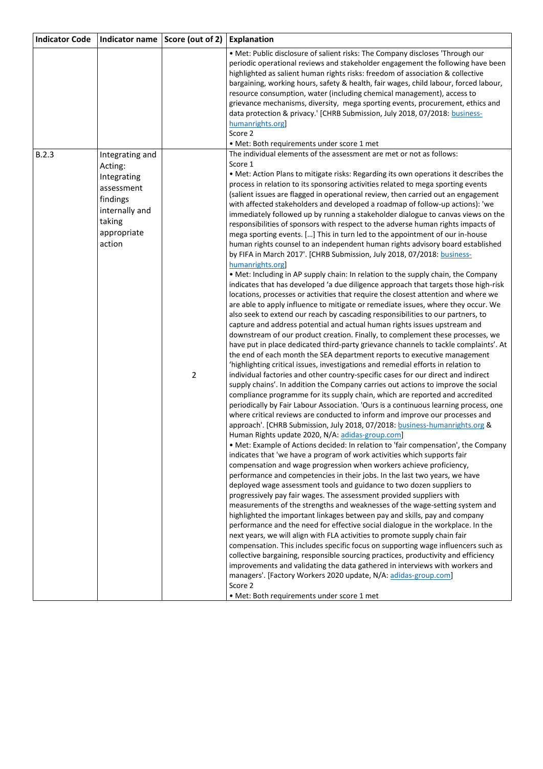| Indicator Code | Indicator name | Score (out of 2) | Explanation |
|---|---|---|---|
| | | | • Met: Public disclosure of salient risks: The Company discloses 'Through our periodic operational reviews and stakeholder engagement the following have been highlighted as salient human rights risks: freedom of association & collective bargaining, working hours, safety & health, fair wages, child labour, forced labour, resource consumption, water (including chemical management), access to grievance mechanisms, diversity, mega sporting events, procurement, ethics and data protection & privacy.' [CHRB Submission, July 2018, 07/2018: business-humanrights.org]<br>Score 2<br>• Met: Both requirements under score 1 met |
| B.2.3 | Integrating and Acting: Integrating assessment findings internally and taking appropriate action | 2 | The individual elements of the assessment are met or not as follows:<br>Score 1<br>• Met: Action Plans to mitigate risks: Regarding its own operations it describes the process in relation to its sponsoring activities related to mega sporting events (salient issues are flagged in operational review, then carried out an engagement with affected stakeholders and developed a roadmap of follow-up actions): 'we immediately followed up by running a stakeholder dialogue to canvas views on the responsibilities of sponsors with respect to the adverse human rights impacts of mega sporting events. […] This in turn led to the appointment of our in-house human rights counsel to an independent human rights advisory board established by FIFA in March 2017'. [CHRB Submission, July 2018, 07/2018: business-humanrights.org]<br>• Met: Including in AP supply chain: In relation to the supply chain, the Company indicates that has developed 'a due diligence approach that targets those high-risk locations, processes or activities that require the closest attention and where we are able to apply influence to mitigate or remediate issues, where they occur. We also seek to extend our reach by cascading responsibilities to our partners, to capture and address potential and actual human rights issues upstream and downstream of our product creation. Finally, to complement these processes, we have put in place dedicated third-party grievance channels to tackle complaints'. At the end of each month the SEA department reports to executive management 'highlighting critical issues, investigations and remedial efforts in relation to individual factories and other country-specific cases for our direct and indirect supply chains'. In addition the Company carries out actions to improve the social compliance programme for its supply chain, which are reported and accredited periodically by Fair Labour Association. 'Ours is a continuous learning process, one where critical reviews are conducted to inform and improve our processes and approach'. [CHRB Submission, July 2018, 07/2018: business-humanrights.org & Human Rights update 2020, N/A: adidas-group.com]<br>• Met: Example of Actions decided: In relation to 'fair compensation', the Company indicates that 'we have a program of work activities which supports fair compensation and wage progression when workers achieve proficiency, performance and competencies in their jobs. In the last two years, we have deployed wage assessment tools and guidance to two dozen suppliers to progressively pay fair wages. The assessment provided suppliers with measurements of the strengths and weaknesses of the wage-setting system and highlighted the important linkages between pay and skills, pay and company performance and the need for effective social dialogue in the workplace. In the next years, we will align with FLA activities to promote supply chain fair compensation. This includes specific focus on supporting wage influencers such as collective bargaining, responsible sourcing practices, productivity and efficiency improvements and validating the data gathered in interviews with workers and managers'. [Factory Workers 2020 update, N/A: adidas-group.com]<br>Score 2<br>• Met: Both requirements under score 1 met |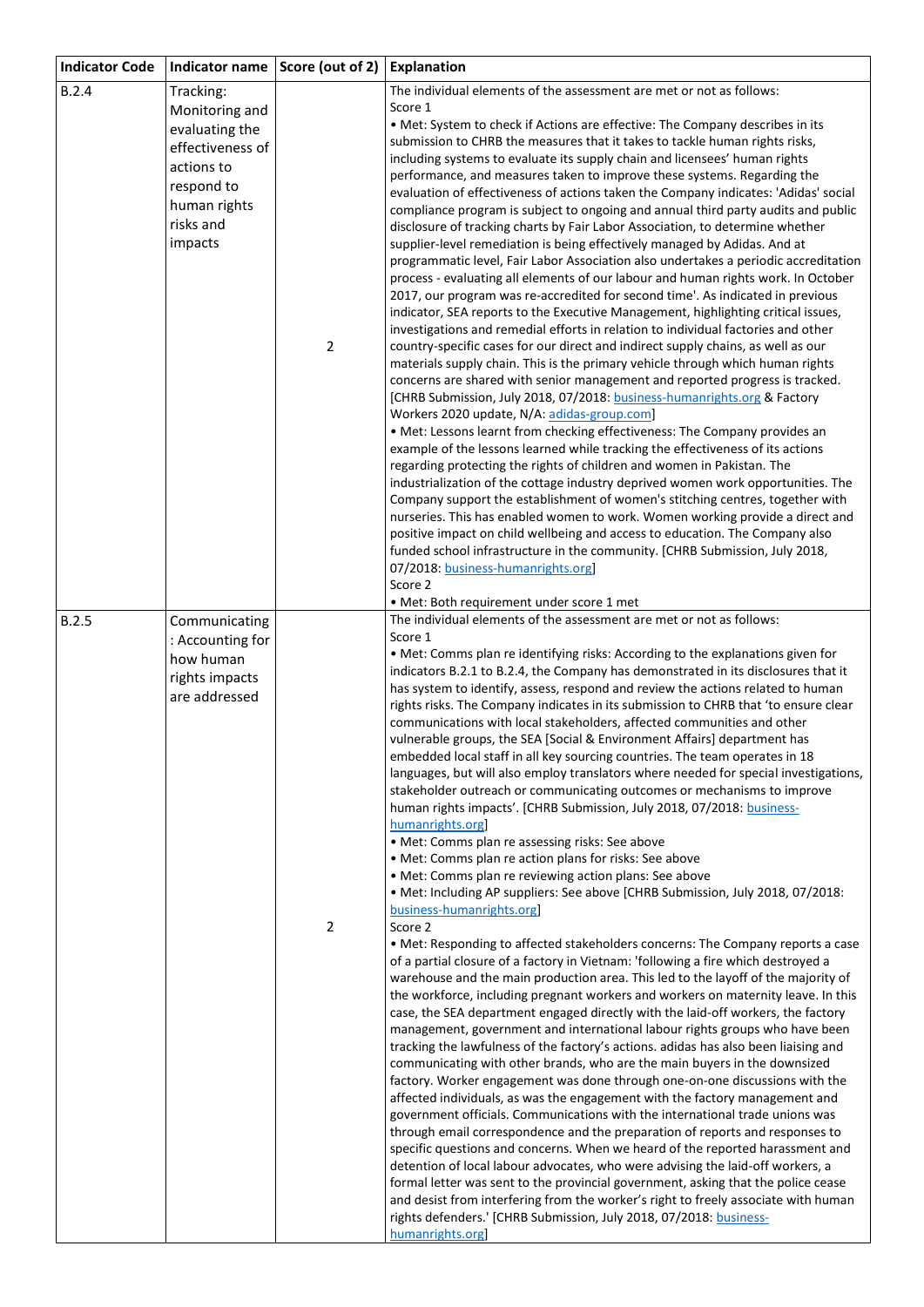| Indicator Code | Indicator name | Score (out of 2) | Explanation |
| --- | --- | --- | --- |
| B.2.4 | Tracking: Monitoring and evaluating the effectiveness of actions to respond to human rights risks and impacts | 2 | The individual elements of the assessment are met or not as follows:<br>Score 1<br>• Met: System to check if Actions are effective: The Company describes in its submission to CHRB the measures that it takes to tackle human rights risks, including systems to evaluate its supply chain and licensees' human rights performance, and measures taken to improve these systems. Regarding the evaluation of effectiveness of actions taken the Company indicates: 'Adidas' social compliance program is subject to ongoing and annual third party audits and public disclosure of tracking charts by Fair Labor Association, to determine whether supplier-level remediation is being effectively managed by Adidas. And at programmatic level, Fair Labor Association also undertakes a periodic accreditation process - evaluating all elements of our labour and human rights work. In October 2017, our program was re-accredited for second time'. As indicated in previous indicator, SEA reports to the Executive Management, highlighting critical issues, investigations and remedial efforts in relation to individual factories and other country-specific cases for our direct and indirect supply chains, as well as our materials supply chain. This is the primary vehicle through which human rights concerns are shared with senior management and reported progress is tracked. [CHRB Submission, July 2018, 07/2018: business-humanrights.org & Factory Workers 2020 update, N/A: adidas-group.com]<br>• Met: Lessons learnt from checking effectiveness: The Company provides an example of the lessons learned while tracking the effectiveness of its actions regarding protecting the rights of children and women in Pakistan. The industrialization of the cottage industry deprived women work opportunities. The Company support the establishment of women's stitching centres, together with nurseries. This has enabled women to work. Women working provide a direct and positive impact on child wellbeing and access to education. The Company also funded school infrastructure in the community. [CHRB Submission, July 2018, 07/2018: business-humanrights.org]<br>Score 2<br>• Met: Both requirement under score 1 met |
| B.2.5 | Communicating: Accounting for how human rights impacts are addressed | 2 | The individual elements of the assessment are met or not as follows:<br>Score 1<br>• Met: Comms plan re identifying risks: According to the explanations given for indicators B.2.1 to B.2.4, the Company has demonstrated in its disclosures that it has system to identify, assess, respond and review the actions related to human rights risks. The Company indicates in its submission to CHRB that 'to ensure clear communications with local stakeholders, affected communities and other vulnerable groups, the SEA [Social & Environment Affairs] department has embedded local staff in all key sourcing countries. The team operates in 18 languages, but will also employ translators where needed for special investigations, stakeholder outreach or communicating outcomes or mechanisms to improve human rights impacts'. [CHRB Submission, July 2018, 07/2018: business-humanrights.org]<br>• Met: Comms plan re assessing risks: See above<br>• Met: Comms plan re action plans for risks: See above<br>• Met: Comms plan re reviewing action plans: See above<br>• Met: Including AP suppliers: See above [CHRB Submission, July 2018, 07/2018: business-humanrights.org]<br>Score 2<br>• Met: Responding to affected stakeholders concerns: The Company reports a case of a partial closure of a factory in Vietnam: 'following a fire which destroyed a warehouse and the main production area. This led to the layoff of the majority of the workforce, including pregnant workers and workers on maternity leave. In this case, the SEA department engaged directly with the laid-off workers, the factory management, government and international labour rights groups who have been tracking the lawfulness of the factory's actions. adidas has also been liaising and communicating with other brands, who are the main buyers in the downsized factory. Worker engagement was done through one-on-one discussions with the affected individuals, as was the engagement with the factory management and government officials. Communications with the international trade unions was through email correspondence and the preparation of reports and responses to specific questions and concerns. When we heard of the reported harassment and detention of local labour advocates, who were advising the laid-off workers, a formal letter was sent to the provincial government, asking that the police cease and desist from interfering from the worker's right to freely associate with human rights defenders.' [CHRB Submission, July 2018, 07/2018: business-humanrights.org] |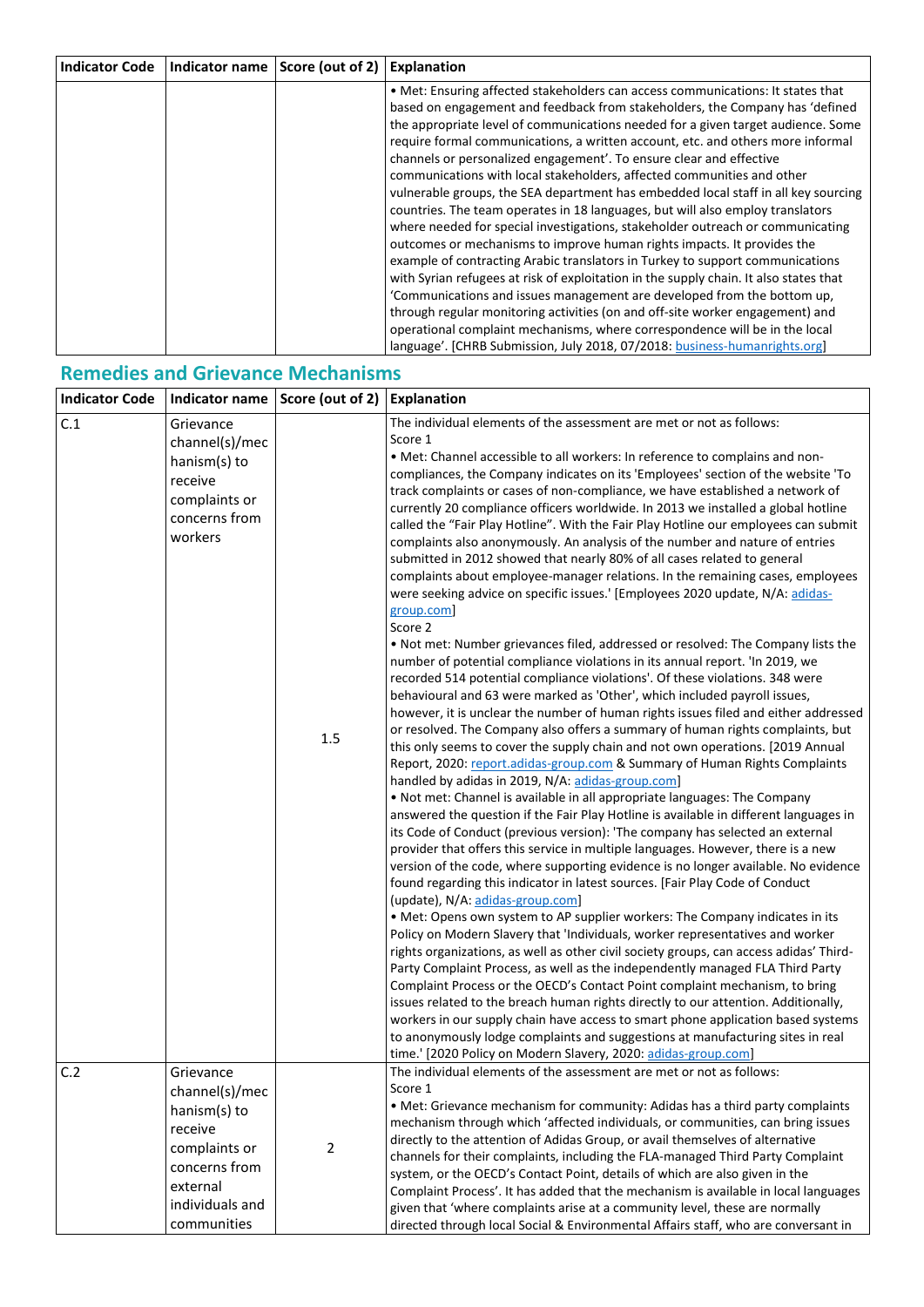| Indicator Code | Indicator name | Score (out of 2) | Explanation |
|---|---|---|---|
| | | | • Met: Ensuring affected stakeholders can access communications: It states that based on engagement and feedback from stakeholders, the Company has 'defined the appropriate level of communications needed for a given target audience. Some require formal communications, a written account, etc. and others more informal channels or personalized engagement'. To ensure clear and effective communications with local stakeholders, affected communities and other vulnerable groups, the SEA department has embedded local staff in all key sourcing countries. The team operates in 18 languages, but will also employ translators where needed for special investigations, stakeholder outreach or communicating outcomes or mechanisms to improve human rights impacts. It provides the example of contracting Arabic translators in Turkey to support communications with Syrian refugees at risk of exploitation in the supply chain. It also states that 'Communications and issues management are developed from the bottom up, through regular monitoring activities (on and off-site worker engagement) and operational complaint mechanisms, where correspondence will be in the local language'. [CHRB Submission, July 2018, 07/2018: business-humanrights.org] |

## Remedies and Grievance Mechanisms

| Indicator Code | Indicator name | Score (out of 2) | Explanation |
|---|---|---|---|
| C.1 | Grievance channel(s)/mechanism(s) to receive complaints or concerns from workers | 1.5 | The individual elements of the assessment are met or not as follows:<br>Score 1<br>• Met: Channel accessible to all workers: In reference to complains and non-compliances, the Company indicates on its 'Employees' section of the website 'To track complaints or cases of non-compliance, we have established a network of currently 20 compliance officers worldwide. In 2013 we installed a global hotline called the "Fair Play Hotline". With the Fair Play Hotline our employees can submit complaints also anonymously. An analysis of the number and nature of entries submitted in 2012 showed that nearly 80% of all cases related to general complaints about employee-manager relations. In the remaining cases, employees were seeking advice on specific issues.' [Employees 2020 update, N/A: adidas-group.com]<br>Score 2<br>• Not met: Number grievances filed, addressed or resolved: The Company lists the number of potential compliance violations in its annual report. 'In 2019, we recorded 514 potential compliance violations'. Of these violations. 348 were behavioural and 63 were marked as 'Other', which included payroll issues, however, it is unclear the number of human rights issues filed and either addressed or resolved. The Company also offers a summary of human rights complaints, but this only seems to cover the supply chain and not own operations. [2019 Annual Report, 2020: report.adidas-group.com & Summary of Human Rights Complaints handled by adidas in 2019, N/A: adidas-group.com]<br>• Not met: Channel is available in all appropriate languages: The Company answered the question if the Fair Play Hotline is available in different languages in its Code of Conduct (previous version): 'The company has selected an external provider that offers this service in multiple languages. However, there is a new version of the code, where supporting evidence is no longer available. No evidence found regarding this indicator in latest sources. [Fair Play Code of Conduct (update), N/A: adidas-group.com]<br>• Met: Opens own system to AP supplier workers: The Company indicates in its Policy on Modern Slavery that 'Individuals, worker representatives and worker rights organizations, as well as other civil society groups, can access adidas' Third-Party Complaint Process, as well as the independently managed FLA Third Party Complaint Process or the OECD's Contact Point complaint mechanism, to bring issues related to the breach human rights directly to our attention. Additionally, workers in our supply chain have access to smart phone application based systems to anonymously lodge complaints and suggestions at manufacturing sites in real time.' [2020 Policy on Modern Slavery, 2020: adidas-group.com] |
| C.2 | Grievance channel(s)/mechanism(s) to receive complaints or concerns from external individuals and communities | 2 | The individual elements of the assessment are met or not as follows:<br>Score 1<br>• Met: Grievance mechanism for community: Adidas has a third party complaints mechanism through which 'affected individuals, or communities, can bring issues directly to the attention of Adidas Group, or avail themselves of alternative channels for their complaints, including the FLA-managed Third Party Complaint system, or the OECD's Contact Point, details of which are also given in the Complaint Process'. It has added that the mechanism is available in local languages given that 'where complaints arise at a community level, these are normally directed through local Social & Environmental Affairs staff, who are conversant in |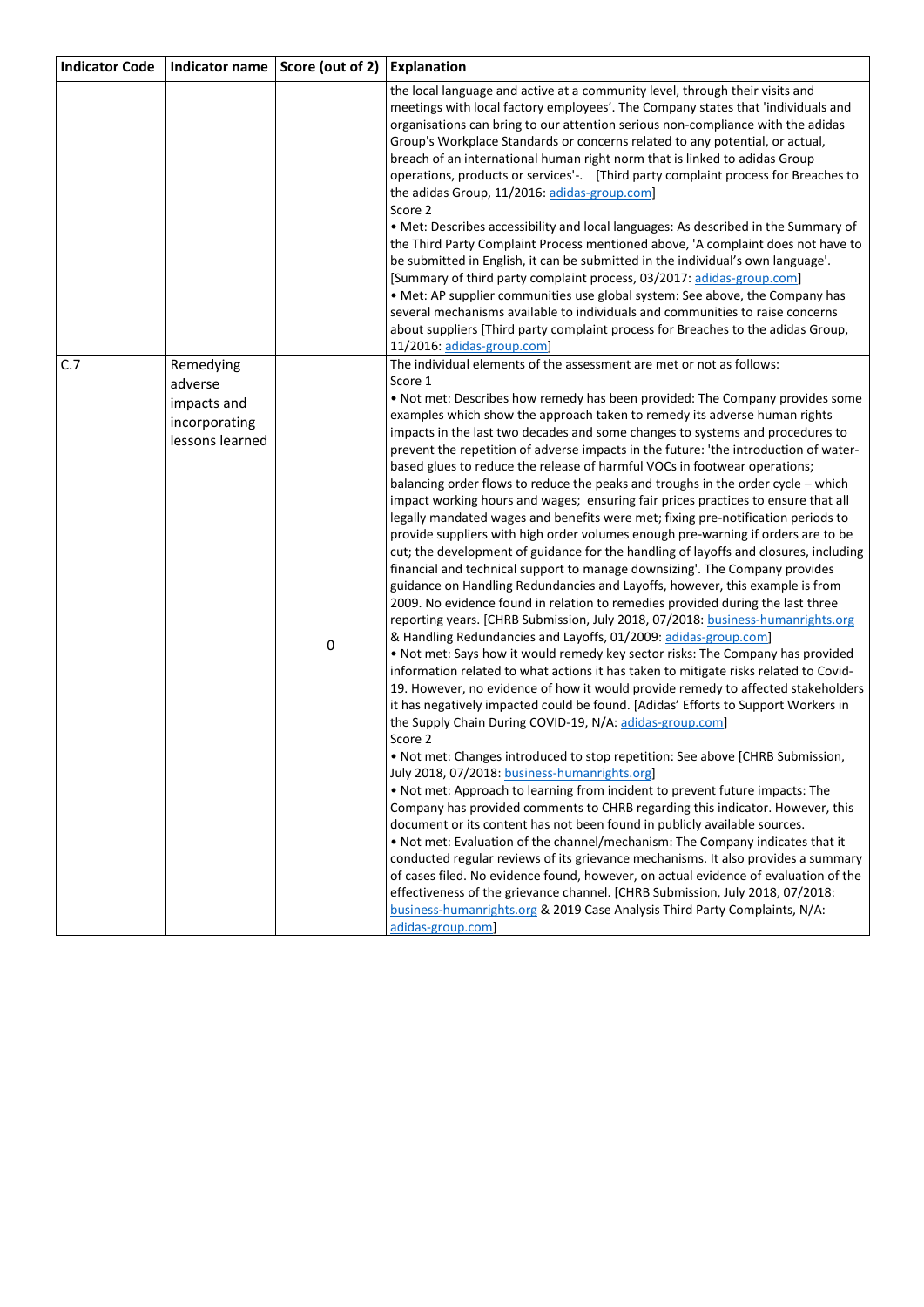| Indicator Code | Indicator name | Score (out of 2) | Explanation |
| --- | --- | --- | --- |
| | | | the local language and active at a community level, through their visits and meetings with local factory employees'. The Company states that 'individuals and organisations can bring to our attention serious non-compliance with the adidas Group's Workplace Standards or concerns related to any potential, or actual, breach of an international human right norm that is linked to adidas Group operations, products or services'-. [Third party complaint process for Breaches to the adidas Group, 11/2016: adidas-group.com]<br>Score 2<br>• Met: Describes accessibility and local languages: As described in the Summary of the Third Party Complaint Process mentioned above, 'A complaint does not have to be submitted in English, it can be submitted in the individual's own language'. [Summary of third party complaint process, 03/2017: adidas-group.com]<br>• Met: AP supplier communities use global system: See above, the Company has several mechanisms available to individuals and communities to raise concerns about suppliers [Third party complaint process for Breaches to the adidas Group, 11/2016: adidas-group.com] |
| C.7 | Remedying adverse impacts and incorporating lessons learned | 0 | The individual elements of the assessment are met or not as follows:<br>Score 1<br>• Not met: Describes how remedy has been provided: The Company provides some examples which show the approach taken to remedy its adverse human rights impacts in the last two decades and some changes to systems and procedures to prevent the repetition of adverse impacts in the future: 'the introduction of water-based glues to reduce the release of harmful VOCs in footwear operations; balancing order flows to reduce the peaks and troughs in the order cycle – which impact working hours and wages; ensuring fair prices practices to ensure that all legally mandated wages and benefits were met; fixing pre-notification periods to provide suppliers with high order volumes enough pre-warning if orders are to be cut; the development of guidance for the handling of layoffs and closures, including financial and technical support to manage downsizing'. The Company provides guidance on Handling Redundancies and Layoffs, however, this example is from 2009. No evidence found in relation to remedies provided during the last three reporting years. [CHRB Submission, July 2018, 07/2018: business-humanrights.org & Handling Redundancies and Layoffs, 01/2009: adidas-group.com]<br>• Not met: Says how it would remedy key sector risks: The Company has provided information related to what actions it has taken to mitigate risks related to Covid-19. However, no evidence of how it would provide remedy to affected stakeholders it has negatively impacted could be found. [Adidas' Efforts to Support Workers in the Supply Chain During COVID-19, N/A: adidas-group.com]<br>Score 2<br>• Not met: Changes introduced to stop repetition: See above [CHRB Submission, July 2018, 07/2018: business-humanrights.org]<br>• Not met: Approach to learning from incident to prevent future impacts: The Company has provided comments to CHRB regarding this indicator. However, this document or its content has not been found in publicly available sources.<br>• Not met: Evaluation of the channel/mechanism: The Company indicates that it conducted regular reviews of its grievance mechanisms. It also provides a summary of cases filed. No evidence found, however, on actual evidence of evaluation of the effectiveness of the grievance channel. [CHRB Submission, July 2018, 07/2018: business-humanrights.org & 2019 Case Analysis Third Party Complaints, N/A: adidas-group.com] |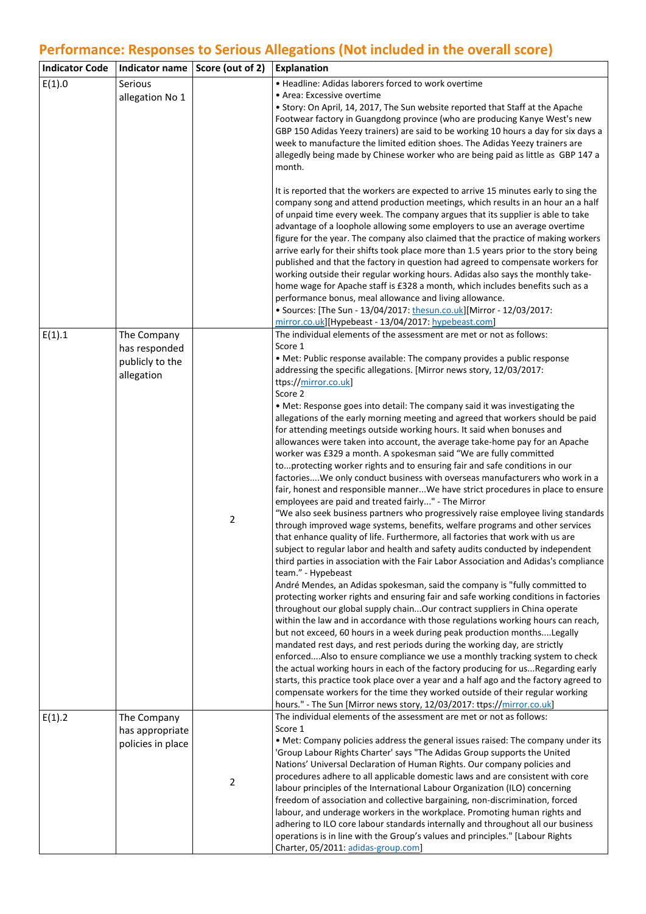## Performance: Responses to Serious Allegations (Not included in the overall score)

| Indicator Code | Indicator name | Score (out of 2) | Explanation |
|---|---|---|---|
| E(1).0 | Serious allegation No 1 | | • Headline: Adidas laborers forced to work overtime<br>• Area: Excessive overtime<br>• Story: On April, 14, 2017, The Sun website reported that Staff at the Apache Footwear factory in Guangdong province (who are producing Kanye West's new GBP 150 Adidas Yeezy trainers) are said to be working 10 hours a day for six days a week to manufacture the limited edition shoes. The Adidas Yeezy trainers are allegedly being made by Chinese worker who are being paid as little as GBP 147 a month.<br><br>It is reported that the workers are expected to arrive 15 minutes early to sing the company song and attend production meetings, which results in an hour an a half of unpaid time every week. The company argues that its supplier is able to take advantage of a loophole allowing some employers to use an average overtime figure for the year. The company also claimed that the practice of making workers arrive early for their shifts took place more than 1.5 years prior to the story being published and that the factory in question had agreed to compensate workers for working outside their regular working hours. Adidas also says the monthly take-home wage for Apache staff is £328 a month, which includes benefits such as a performance bonus, meal allowance and living allowance.<br>• Sources: [The Sun - 13/04/2017: thesun.co.uk][Mirror - 12/03/2017: mirror.co.uk][Hypebeast - 13/04/2017: hypebeast.com] |
| E(1).1 | The Company has responded publicly to the allegation | 2 | The individual elements of the assessment are met or not as follows:<br>Score 1<br>• Met: Public response available: The company provides a public response addressing the specific allegations. [Mirror news story, 12/03/2017: ttps://mirror.co.uk]<br>Score 2<br>• Met: Response goes into detail: The company said it was investigating the allegations of the early morning meeting and agreed that workers should be paid for attending meetings outside working hours. It said when bonuses and allowances were taken into account, the average take-home pay for an Apache worker was £329 a month. A spokesman said "We are fully committed to...protecting worker rights and to ensuring fair and safe conditions in our factories....We only conduct business with overseas manufacturers who work in a fair, honest and responsible manner...We have strict procedures in place to ensure employees are paid and treated fairly..." - The Mirror<br>"We also seek business partners who progressively raise employee living standards through improved wage systems, benefits, welfare programs and other services that enhance quality of life. Furthermore, all factories that work with us are subject to regular labor and health and safety audits conducted by independent third parties in association with the Fair Labor Association and Adidas's compliance team." - Hypebeast<br>André Mendes, an Adidas spokesman, said the company is "fully committed to protecting worker rights and ensuring fair and safe working conditions in factories throughout our global supply chain...Our contract suppliers in China operate within the law and in accordance with those regulations working hours can reach, but not exceed, 60 hours in a week during peak production months....Legally mandated rest days, and rest periods during the working day, are strictly enforced....Also to ensure compliance we use a monthly tracking system to check the actual working hours in each of the factory producing for us...Regarding early starts, this practice took place over a year and a half ago and the factory agreed to compensate workers for the time they worked outside of their regular working hours." - The Sun [Mirror news story, 12/03/2017: ttps://mirror.co.uk] |
| E(1).2 | The Company has appropriate policies in place | 2 | The individual elements of the assessment are met or not as follows:<br>Score 1<br>• Met: Company policies address the general issues raised: The company under its 'Group Labour Rights Charter' says "The Adidas Group supports the United Nations' Universal Declaration of Human Rights. Our company policies and procedures adhere to all applicable domestic laws and are consistent with core labour principles of the International Labour Organization (ILO) concerning freedom of association and collective bargaining, non-discrimination, forced labour, and underage workers in the workplace. Promoting human rights and adhering to ILO core labour standards internally and throughout all our business operations is in line with the Group's values and principles." [Labour Rights Charter, 05/2011: adidas-group.com] |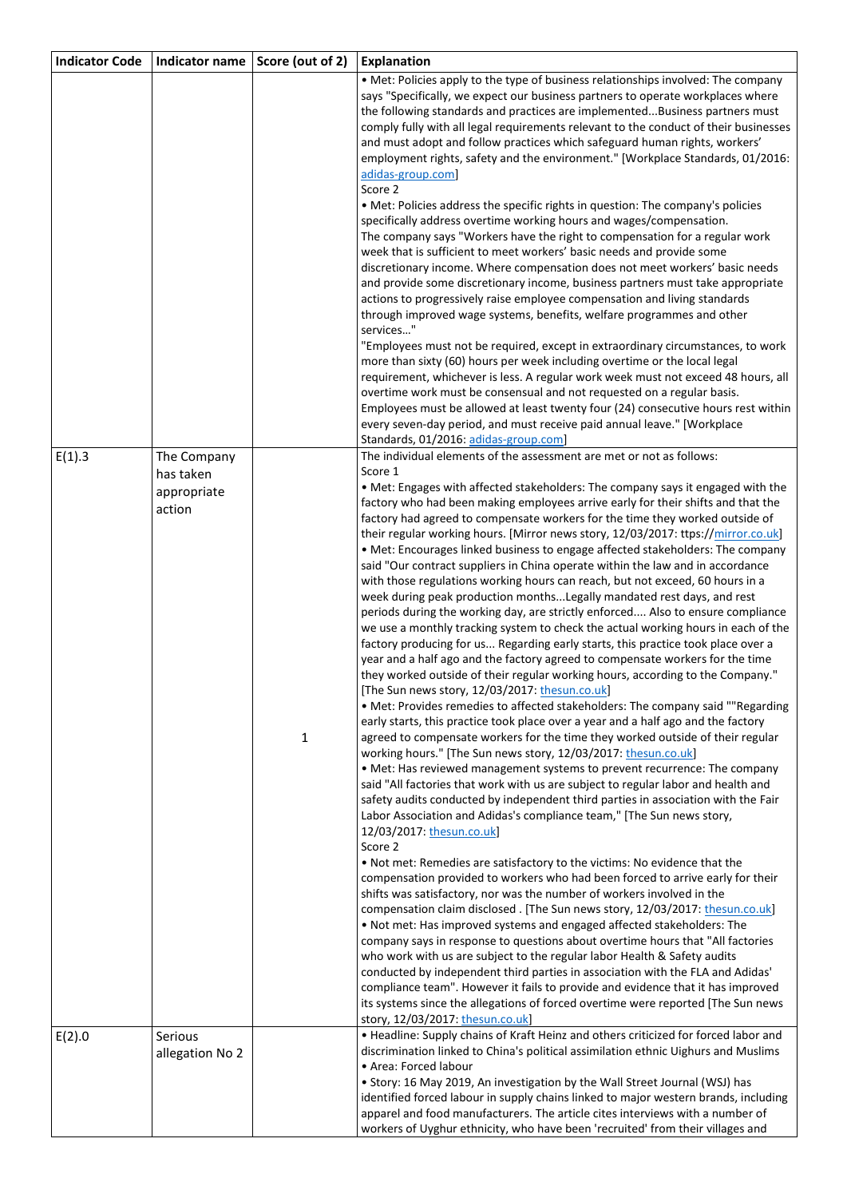| Indicator Code | Indicator name | Score (out of 2) | Explanation |
| --- | --- | --- | --- |
| | | | • Met: Policies apply to the type of business relationships involved: The company says "Specifically, we expect our business partners to operate workplaces where the following standards and practices are implemented...Business partners must comply fully with all legal requirements relevant to the conduct of their businesses and must adopt and follow practices which safeguard human rights, workers' employment rights, safety and the environment." [Workplace Standards, 01/2016: adidas-group.com]<br>Score 2<br>• Met: Policies address the specific rights in question: The company's policies specifically address overtime working hours and wages/compensation.<br>The company says "Workers have the right to compensation for a regular work week that is sufficient to meet workers' basic needs and provide some discretionary income. Where compensation does not meet workers' basic needs and provide some discretionary income, business partners must take appropriate actions to progressively raise employee compensation and living standards through improved wage systems, benefits, welfare programmes and other services…"<br>"Employees must not be required, except in extraordinary circumstances, to work more than sixty (60) hours per week including overtime or the local legal requirement, whichever is less. A regular work week must not exceed 48 hours, all overtime work must be consensual and not requested on a regular basis. Employees must be allowed at least twenty four (24) consecutive hours rest within every seven-day period, and must receive paid annual leave." [Workplace Standards, 01/2016: adidas-group.com] |
| E(1).3 | The Company has taken appropriate action | 1 | The individual elements of the assessment are met or not as follows:<br>Score 1<br>• Met: Engages with affected stakeholders: The company says it engaged with the factory who had been making employees arrive early for their shifts and that the factory had agreed to compensate workers for the time they worked outside of their regular working hours. [Mirror news story, 12/03/2017: ttps://mirror.co.uk]<br>• Met: Encourages linked business to engage affected stakeholders: The company said "Our contract suppliers in China operate within the law and in accordance with those regulations working hours can reach, but not exceed, 60 hours in a week during peak production months...Legally mandated rest days, and rest periods during the working day, are strictly enforced.... Also to ensure compliance we use a monthly tracking system to check the actual working hours in each of the factory producing for us... Regarding early starts, this practice took place over a year and a half ago and the factory agreed to compensate workers for the time they worked outside of their regular working hours, according to the Company." [The Sun news story, 12/03/2017: thesun.co.uk]<br>• Met: Provides remedies to affected stakeholders: The company said ""Regarding early starts, this practice took place over a year and a half ago and the factory agreed to compensate workers for the time they worked outside of their regular working hours." [The Sun news story, 12/03/2017: thesun.co.uk]<br>• Met: Has reviewed management systems to prevent recurrence: The company said "All factories that work with us are subject to regular labor and health and safety audits conducted by independent third parties in association with the Fair Labor Association and Adidas's compliance team," [The Sun news story, 12/03/2017: thesun.co.uk]<br>Score 2<br>• Not met: Remedies are satisfactory to the victims: No evidence that the compensation provided to workers who had been forced to arrive early for their shifts was satisfactory, nor was the number of workers involved in the compensation claim disclosed . [The Sun news story, 12/03/2017: thesun.co.uk]<br>• Not met: Has improved systems and engaged affected stakeholders: The company says in response to questions about overtime hours that "All factories who work with us are subject to the regular labor Health & Safety audits conducted by independent third parties in association with the FLA and Adidas' compliance team". However it fails to provide and evidence that it has improved its systems since the allegations of forced overtime were reported [The Sun news story, 12/03/2017: thesun.co.uk] |
| E(2).0 | Serious allegation No 2 | | • Headline: Supply chains of Kraft Heinz and others criticized for forced labor and discrimination linked to China's political assimilation ethnic Uighurs and Muslims<br>• Area: Forced labour<br>• Story: 16 May 2019, An investigation by the Wall Street Journal (WSJ) has identified forced labour in supply chains linked to major western brands, including apparel and food manufacturers. The article cites interviews with a number of workers of Uyghur ethnicity, who have been 'recruited' from their villages and |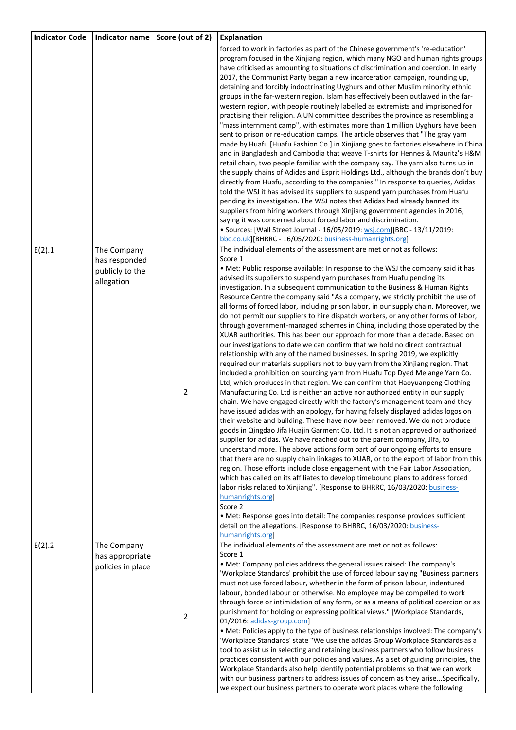| Indicator Code | Indicator name | Score (out of 2) | Explanation |
|---|---|---|---|
| | | | forced to work in factories as part of the Chinese government's 're-education' program focused in the Xinjiang region, which many NGO and human rights groups have criticised as amounting to situations of discrimination and coercion. In early 2017, the Communist Party began a new incarceration campaign, rounding up, detaining and forcibly indoctrinating Uyghurs and other Muslim minority ethnic groups in the far-western region. Islam has effectively been outlawed in the far-western region, with people routinely labelled as extremists and imprisoned for practising their religion. A UN committee describes the province as resembling a "mass internment camp", with estimates more than 1 million Uyghurs have been sent to prison or re-education camps. The article observes that "The gray yarn made by Huafu [Huafu Fashion Co.] in Xinjiang goes to factories elsewhere in China and in Bangladesh and Cambodia that weave T-shirts for Hennes & Mauritz's H&M retail chain, two people familiar with the company say. The yarn also turns up in the supply chains of Adidas and Esprit Holdings Ltd., although the brands don't buy directly from Huafu, according to the companies." In response to queries, Adidas told the WSJ it has advised its suppliers to suspend yarn purchases from Huafu pending its investigation. The WSJ notes that Adidas had already banned its suppliers from hiring workers through Xinjiang government agencies in 2016, saying it was concerned about forced labor and discrimination.<br>• Sources: [Wall Street Journal - 16/05/2019: wsj.com][BBC - 13/11/2019: bbc.co.uk][BHRRC - 16/05/2020: business-humanrights.org] |
| E(2).1 | The Company has responded publicly to the allegation | 2 | The individual elements of the assessment are met or not as follows:<br>Score 1<br>• Met: Public response available: In response to the WSJ the company said it has advised its suppliers to suspend yarn purchases from Huafu pending its investigation. In a subsequent communication to the Business & Human Rights Resource Centre the company said "As a company, we strictly prohibit the use of all forms of forced labor, including prison labor, in our supply chain. Moreover, we do not permit our suppliers to hire dispatch workers, or any other forms of labor, through government-managed schemes in China, including those operated by the XUAR authorities. This has been our approach for more than a decade. Based on our investigations to date we can confirm that we hold no direct contractual relationship with any of the named businesses. In spring 2019, we explicitly required our materials suppliers not to buy yarn from the Xinjiang region. That included a prohibition on sourcing yarn from Huafu Top Dyed Melange Yarn Co. Ltd, which produces in that region. We can confirm that Haoyuanpeng Clothing Manufacturing Co. Ltd is neither an active nor authorized entity in our supply chain. We have engaged directly with the factory's management team and they have issued adidas with an apology, for having falsely displayed adidas logos on their website and building. These have now been removed. We do not produce goods in Qingdao Jifa Huajin Garment Co. Ltd. It is not an approved or authorized supplier for adidas. We have reached out to the parent company, Jifa, to understand more. The above actions form part of our ongoing efforts to ensure that there are no supply chain linkages to XUAR, or to the export of labor from this region. Those efforts include close engagement with the Fair Labor Association, which has called on its affiliates to develop timebound plans to address forced labor risks related to Xinjiang". [Response to BHRRC, 16/03/2020: business-humanrights.org]<br>Score 2<br>• Met: Response goes into detail: The companies response provides sufficient detail on the allegations. [Response to BHRRC, 16/03/2020: business-humanrights.org] |
| E(2).2 | The Company has appropriate policies in place | 2 | The individual elements of the assessment are met or not as follows:<br>Score 1<br>• Met: Company policies address the general issues raised: The company's 'Workplace Standards' prohibit the use of forced labour saying "Business partners must not use forced labour, whether in the form of prison labour, indentured labour, bonded labour or otherwise. No employee may be compelled to work through force or intimidation of any form, or as a means of political coercion or as punishment for holding or expressing political views." [Workplace Standards, 01/2016: adidas-group.com]<br>• Met: Policies apply to the type of business relationships involved: The company's 'Workplace Standards' state "We use the adidas Group Workplace Standards as a tool to assist us in selecting and retaining business partners who follow business practices consistent with our policies and values. As a set of guiding principles, the Workplace Standards also help identify potential problems so that we can work with our business partners to address issues of concern as they arise...Specifically, we expect our business partners to operate work places where the following |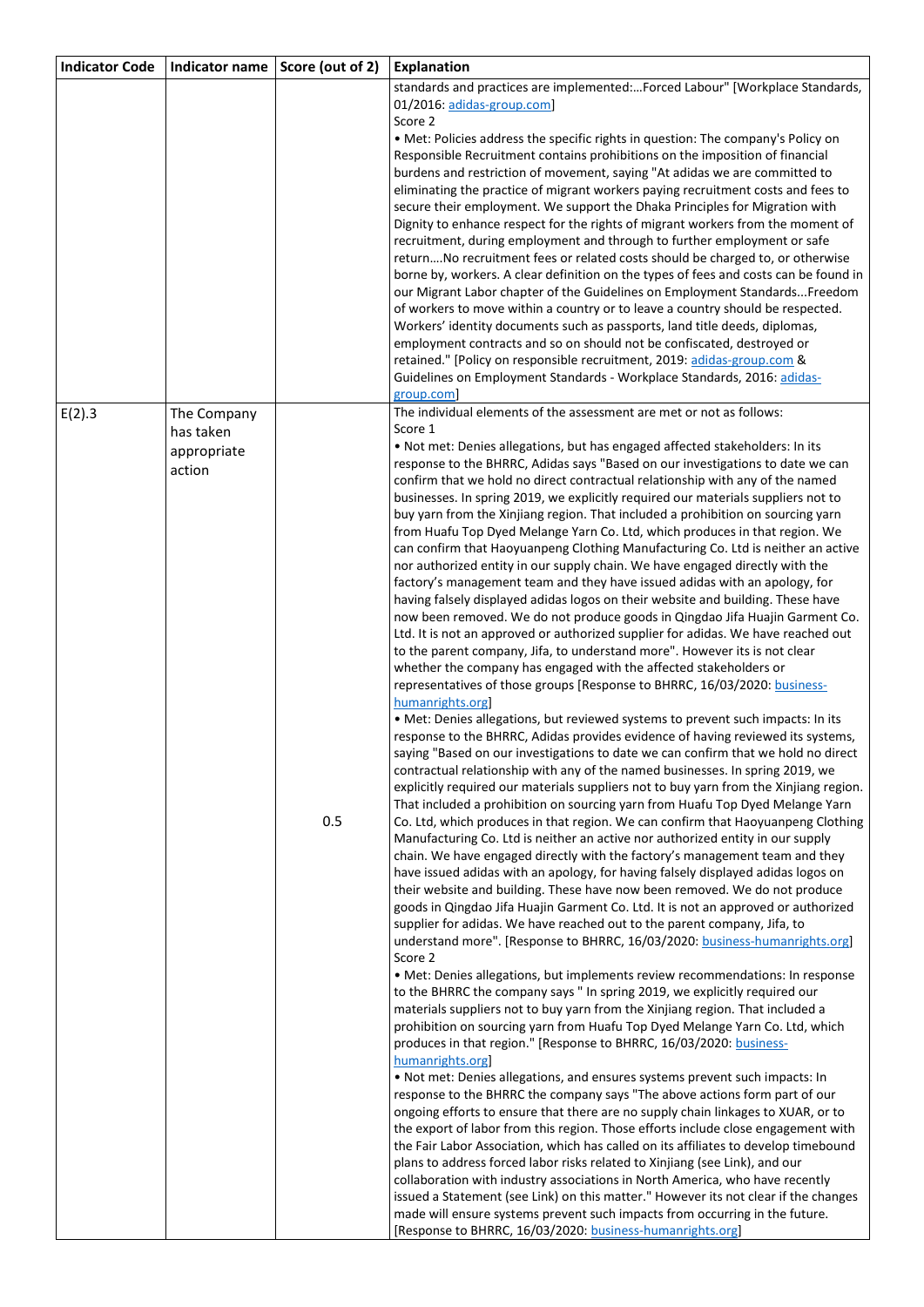| Indicator Code | Indicator name | Score (out of 2) | Explanation |
|---|---|---|---|
| | | | standards and practices are implemented:…Forced Labour" [Workplace Standards, 01/2016: adidas-group.com]<br>Score 2<br>• Met: Policies address the specific rights in question: The company's Policy on Responsible Recruitment contains prohibitions on the imposition of financial burdens and restriction of movement, saying "At adidas we are committed to eliminating the practice of migrant workers paying recruitment costs and fees to secure their employment. We support the Dhaka Principles for Migration with Dignity to enhance respect for the rights of migrant workers from the moment of recruitment, during employment and through to further employment or safe return….No recruitment fees or related costs should be charged to, or otherwise borne by, workers. A clear definition on the types of fees and costs can be found in our Migrant Labor chapter of the Guidelines on Employment Standards...Freedom of workers to move within a country or to leave a country should be respected. Workers' identity documents such as passports, land title deeds, diplomas, employment contracts and so on should not be confiscated, destroyed or retained." [Policy on responsible recruitment, 2019: adidas-group.com & Guidelines on Employment Standards - Workplace Standards, 2016: adidas-group.com] |
| E(2).3 | The Company has taken appropriate action | 0.5 | The individual elements of the assessment are met or not as follows:<br>Score 1<br>• Not met: Denies allegations, but has engaged affected stakeholders: In its response to the BHRRC, Adidas says "Based on our investigations to date we can confirm that we hold no direct contractual relationship with any of the named businesses. In spring 2019, we explicitly required our materials suppliers not to buy yarn from the Xinjiang region. That included a prohibition on sourcing yarn from Huafu Top Dyed Melange Yarn Co. Ltd, which produces in that region. We can confirm that Haoyuanpeng Clothing Manufacturing Co. Ltd is neither an active nor authorized entity in our supply chain. We have engaged directly with the factory's management team and they have issued adidas with an apology, for having falsely displayed adidas logos on their website and building. These have now been removed. We do not produce goods in Qingdao Jifa Huajin Garment Co. Ltd. It is not an approved or authorized supplier for adidas. We have reached out to the parent company, Jifa, to understand more". However its is not clear whether the company has engaged with the affected stakeholders or representatives of those groups [Response to BHRRC, 16/03/2020: business-humanrights.org]<br>• Met: Denies allegations, but reviewed systems to prevent such impacts: In its response to the BHRRC, Adidas provides evidence of having reviewed its systems, saying "Based on our investigations to date we can confirm that we hold no direct contractual relationship with any of the named businesses. In spring 2019, we explicitly required our materials suppliers not to buy yarn from the Xinjiang region. That included a prohibition on sourcing yarn from Huafu Top Dyed Melange Yarn Co. Ltd, which produces in that region. We can confirm that Haoyuanpeng Clothing Manufacturing Co. Ltd is neither an active nor authorized entity in our supply chain. We have engaged directly with the factory's management team and they have issued adidas with an apology, for having falsely displayed adidas logos on their website and building. These have now been removed. We do not produce goods in Qingdao Jifa Huajin Garment Co. Ltd. It is not an approved or authorized supplier for adidas. We have reached out to the parent company, Jifa, to understand more". [Response to BHRRC, 16/03/2020: business-humanrights.org]<br>Score 2<br>• Met: Denies allegations, but implements review recommendations: In response to the BHRRC the company says " In spring 2019, we explicitly required our materials suppliers not to buy yarn from the Xinjiang region. That included a prohibition on sourcing yarn from Huafu Top Dyed Melange Yarn Co. Ltd, which produces in that region." [Response to BHRRC, 16/03/2020: business-humanrights.org]<br>• Not met: Denies allegations, and ensures systems prevent such impacts: In response to the BHRRC the company says "The above actions form part of our ongoing efforts to ensure that there are no supply chain linkages to XUAR, or to the export of labor from this region. Those efforts include close engagement with the Fair Labor Association, which has called on its affiliates to develop timebound plans to address forced labor risks related to Xinjiang (see Link), and our collaboration with industry associations in North America, who have recently issued a Statement (see Link) on this matter." However its not clear if the changes made will ensure systems prevent such impacts from occurring in the future. [Response to BHRRC, 16/03/2020: business-humanrights.org] |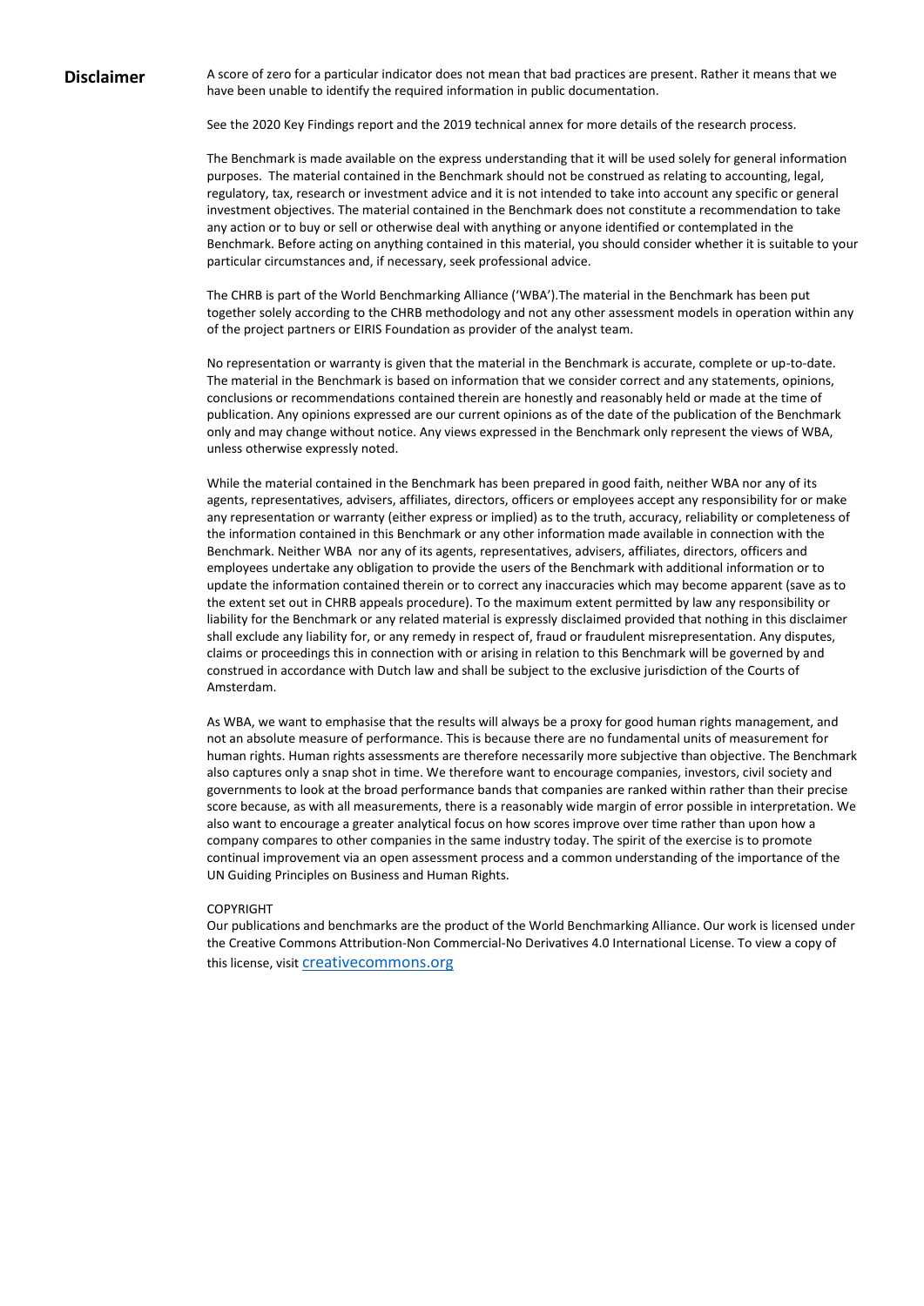## Disclaimer

A score of zero for a particular indicator does not mean that bad practices are present. Rather it means that we have been unable to identify the required information in public documentation.

See the 2020 Key Findings report and the 2019 technical annex for more details of the research process.

The Benchmark is made available on the express understanding that it will be used solely for general information purposes. The material contained in the Benchmark should not be construed as relating to accounting, legal, regulatory, tax, research or investment advice and it is not intended to take into account any specific or general investment objectives. The material contained in the Benchmark does not constitute a recommendation to take any action or to buy or sell or otherwise deal with anything or anyone identified or contemplated in the Benchmark. Before acting on anything contained in this material, you should consider whether it is suitable to your particular circumstances and, if necessary, seek professional advice.

The CHRB is part of the World Benchmarking Alliance ('WBA').The material in the Benchmark has been put together solely according to the CHRB methodology and not any other assessment models in operation within any of the project partners or EIRIS Foundation as provider of the analyst team.

No representation or warranty is given that the material in the Benchmark is accurate, complete or up-to-date. The material in the Benchmark is based on information that we consider correct and any statements, opinions, conclusions or recommendations contained therein are honestly and reasonably held or made at the time of publication. Any opinions expressed are our current opinions as of the date of the publication of the Benchmark only and may change without notice. Any views expressed in the Benchmark only represent the views of WBA, unless otherwise expressly noted.

While the material contained in the Benchmark has been prepared in good faith, neither WBA nor any of its agents, representatives, advisers, affiliates, directors, officers or employees accept any responsibility for or make any representation or warranty (either express or implied) as to the truth, accuracy, reliability or completeness of the information contained in this Benchmark or any other information made available in connection with the Benchmark. Neither WBA nor any of its agents, representatives, advisers, affiliates, directors, officers and employees undertake any obligation to provide the users of the Benchmark with additional information or to update the information contained therein or to correct any inaccuracies which may become apparent (save as to the extent set out in CHRB appeals procedure). To the maximum extent permitted by law any responsibility or liability for the Benchmark or any related material is expressly disclaimed provided that nothing in this disclaimer shall exclude any liability for, or any remedy in respect of, fraud or fraudulent misrepresentation. Any disputes, claims or proceedings this in connection with or arising in relation to this Benchmark will be governed by and construed in accordance with Dutch law and shall be subject to the exclusive jurisdiction of the Courts of Amsterdam.

As WBA, we want to emphasise that the results will always be a proxy for good human rights management, and not an absolute measure of performance. This is because there are no fundamental units of measurement for human rights. Human rights assessments are therefore necessarily more subjective than objective. The Benchmark also captures only a snap shot in time. We therefore want to encourage companies, investors, civil society and governments to look at the broad performance bands that companies are ranked within rather than their precise score because, as with all measurements, there is a reasonably wide margin of error possible in interpretation. We also want to encourage a greater analytical focus on how scores improve over time rather than upon how a company compares to other companies in the same industry today. The spirit of the exercise is to promote continual improvement via an open assessment process and a common understanding of the importance of the UN Guiding Principles on Business and Human Rights.

COPYRIGHT

Our publications and benchmarks are the product of the World Benchmarking Alliance. Our work is licensed under the Creative Commons Attribution-Non Commercial-No Derivatives 4.0 International License. To view a copy of this license, visit creativecommons.org